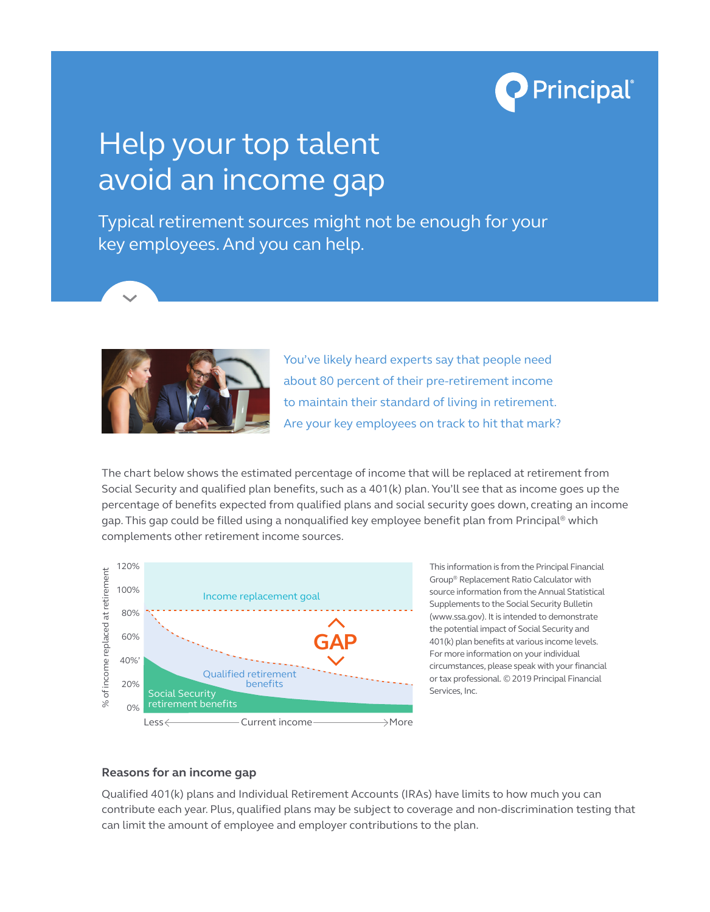# Help your top talent avoid an income gap

## Typical retirement sources might not be enough for your key employees. And you can help.

You've likely heard experts say that people need about 80 percent of their pre-retirement income to maintain their standard of living in retirement. Are your key employees on track to hit that mark?

The chart below shows the estimated percentage of income that will be replaced at retirement from Social Security and qualified plan benefits, such as a 401(k) plan. You'll see that as income goes up the percentage of benefits expected from qualified plans and social security goes down, creating an income gap. This gap could be filled using a nonqualified key employee benefit plan from Principal® which complements other retirement income sources.

This information is from the Principal Financial Group® Replacement Ratio Calculator with source information from the Annual Statistical Supplements to the Social Security Bulletin (www.ssa.gov). It is intended to demonstrate the potential impact of Social Security and 401(k) plan benefits at various income levels. For more information on your individual circumstances, please speak with your financial or tax professional. © 2019 Principal Financial Services, Inc.

### Reasons for an income gap

Qualified 401(k) plans and Individual Retirement Accounts (IRAs) have limits to how much you can contribute each year. Plus, qualified plans may be subject to coverage and non-discrimination testing that can limit the amount of employee and employer contributions to the plan.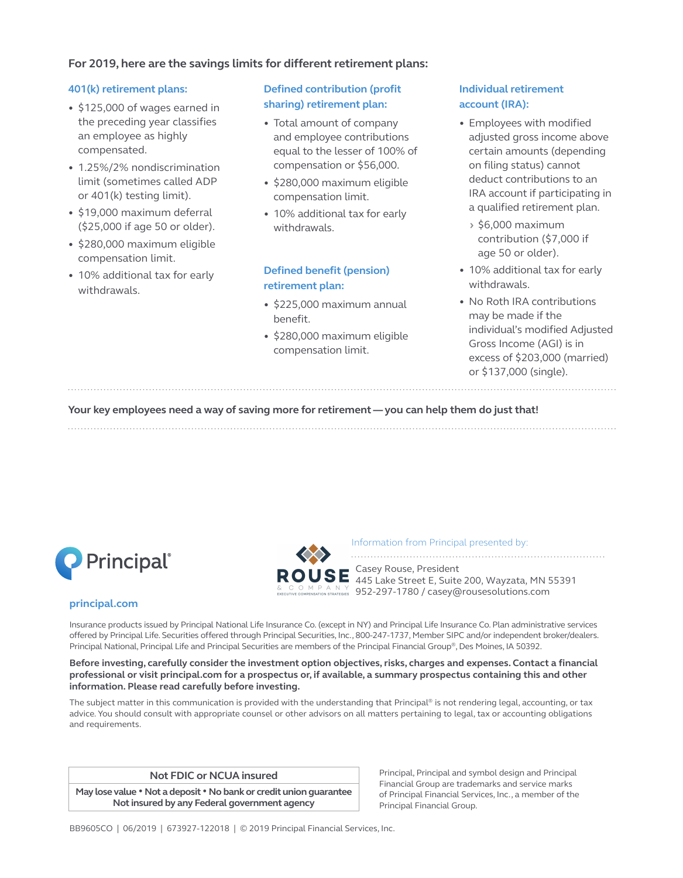**For 2019, here are the savings limits for different retirement plans:**

### 401(k) retirement plans:

- $125,000 of wages earned in the preceding year classifies an employee as highly compensated.
- 1.25%/2% nondiscrimination limit (sometimes called ADP or 401(k) testing limit).
- $19,000 maximum deferral ($25,000 if age 50 or older).
- $280,000 maximum eligible compensation limit.
- 10% additional tax for early withdrawals.

### Defined contribution (profit sharing) retirement plan:

- Total amount of company and employee contributions equal to the lesser of 100% of compensation or $56,000.
- $280,000 maximum eligible compensation limit.
- 10% additional tax for early withdrawals.

### Defined benefit (pension) retirement plan:

- $225,000 maximum annual benefit.
- $280,000 maximum eligible compensation limit.

### Individual retirement account (IRA):

- Employees with modified adjusted gross income above certain amounts (depending on filing status) cannot deduct contributions to an IRA account if participating in a qualified retirement plan.
  - $6,000 maximum contribution ($7,000 if age 50 or older).
- 10% additional tax for early withdrawals.
- No Roth IRA contributions may be made if the individual's modified Adjusted Gross Income (AGI) is in excess of $203,000 (married) or $137,000 (single).

**Your key employees need a way of saving more for retirement — you can help them do just that!**

Principal®

principal.com

ROUSE & COMPANY
EXECUTIVE COMPENSATION STRATEGIES

Information from Principal presented by:

Casey Rouse, President
445 Lake Street E, Suite 200, Wayzata, MN 55391
952-297-1780 / casey@rousesolutions.com

Insurance products issued by Principal National Life Insurance Co. (except in NY) and Principal Life Insurance Co. Plan administrative services offered by Principal Life. Securities offered through Principal Securities, Inc., 800-247-1737, Member SIPC and/or independent broker/dealers. Principal National, Principal Life and Principal Securities are members of the Principal Financial Group®, Des Moines, IA 50392.

**Before investing, carefully consider the investment option objectives, risks, charges and expenses. Contact a financial professional or visit principal.com for a prospectus or, if available, a summary prospectus containing this and other information. Please read carefully before investing.**

The subject matter in this communication is provided with the understanding that Principal® is not rendering legal, accounting, or tax advice. You should consult with appropriate counsel or other advisors on all matters pertaining to legal, tax or accounting obligations and requirements.

| Not FDIC or NCUA insured |
| --- |
| May lose value • Not a deposit • No bank or credit union guarantee<br>Not insured by any Federal government agency |

Principal, Principal and symbol design and Principal Financial Group are trademarks and service marks of Principal Financial Services, Inc., a member of the Principal Financial Group.

BB9605CO | 06/2019 | 673927-122018 | © 2019 Principal Financial Services, Inc.